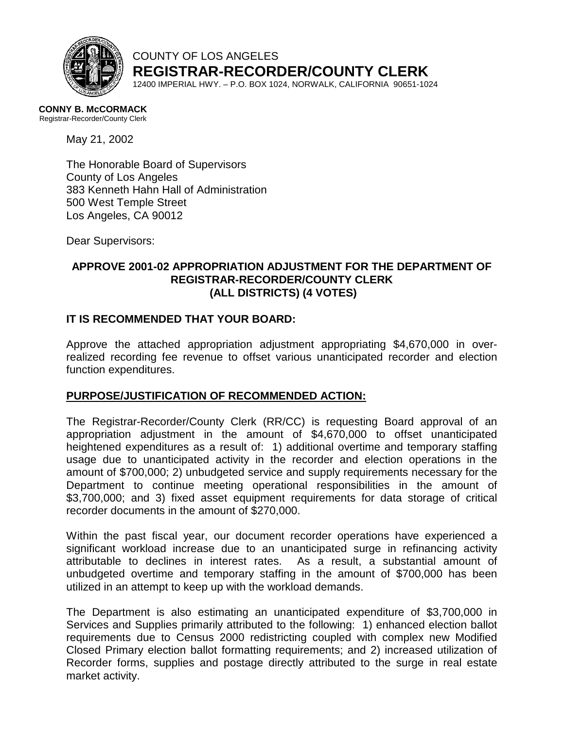COUNTY OF LOS ANGELES

**REGISTRAR-RECORDER/COUNTY CLERK**

12400 IMPERIAL HWY. – P.O. BOX 1024, NORWALK, CALIFORNIA 90651-1024

**CONNY B. McCORMACK**
Registrar-Recorder/County Clerk

May 21, 2002

The Honorable Board of Supervisors
County of Los Angeles
383 Kenneth Hahn Hall of Administration
500 West Temple Street
Los Angeles, CA 90012

Dear Supervisors:

**APPROVE 2001-02 APPROPRIATION ADJUSTMENT FOR THE DEPARTMENT OF REGISTRAR-RECORDER/COUNTY CLERK (ALL DISTRICTS) (4 VOTES)**

**IT IS RECOMMENDED THAT YOUR BOARD:**

Approve the attached appropriation adjustment appropriating $4,670,000 in over-realized recording fee revenue to offset various unanticipated recorder and election function expenditures.

**PURPOSE/JUSTIFICATION OF RECOMMENDED ACTION:**

The Registrar-Recorder/County Clerk (RR/CC) is requesting Board approval of an appropriation adjustment in the amount of $4,670,000 to offset unanticipated heightened expenditures as a result of: 1) additional overtime and temporary staffing usage due to unanticipated activity in the recorder and election operations in the amount of $700,000; 2) unbudgeted service and supply requirements necessary for the Department to continue meeting operational responsibilities in the amount of $3,700,000; and 3) fixed asset equipment requirements for data storage of critical recorder documents in the amount of $270,000.

Within the past fiscal year, our document recorder operations have experienced a significant workload increase due to an unanticipated surge in refinancing activity attributable to declines in interest rates. As a result, a substantial amount of unbudgeted overtime and temporary staffing in the amount of $700,000 has been utilized in an attempt to keep up with the workload demands.

The Department is also estimating an unanticipated expenditure of $3,700,000 in Services and Supplies primarily attributed to the following: 1) enhanced election ballot requirements due to Census 2000 redistricting coupled with complex new Modified Closed Primary election ballot formatting requirements; and 2) increased utilization of Recorder forms, supplies and postage directly attributed to the surge in real estate market activity.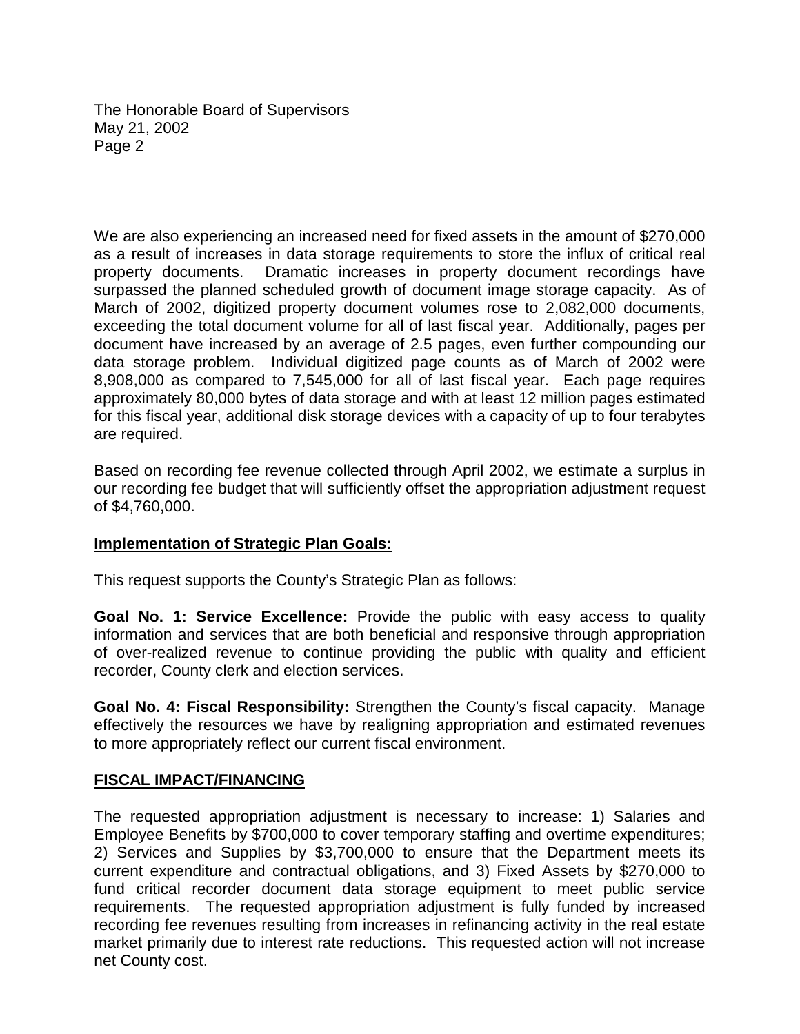We are also experiencing an increased need for fixed assets in the amount of $270,000 as a result of increases in data storage requirements to store the influx of critical real property documents. Dramatic increases in property document recordings have surpassed the planned scheduled growth of document image storage capacity. As of March of 2002, digitized property document volumes rose to 2,082,000 documents, exceeding the total document volume for all of last fiscal year. Additionally, pages per document have increased by an average of 2.5 pages, even further compounding our data storage problem. Individual digitized page counts as of March of 2002 were 8,908,000 as compared to 7,545,000 for all of last fiscal year. Each page requires approximately 80,000 bytes of data storage and with at least 12 million pages estimated for this fiscal year, additional disk storage devices with a capacity of up to four terabytes are required.

Based on recording fee revenue collected through April 2002, we estimate a surplus in our recording fee budget that will sufficiently offset the appropriation adjustment request of $4,760,000.

## Implementation of Strategic Plan Goals:

This request supports the County's Strategic Plan as follows:

**Goal No. 1: Service Excellence:** Provide the public with easy access to quality information and services that are both beneficial and responsive through appropriation of over-realized revenue to continue providing the public with quality and efficient recorder, County clerk and election services.

**Goal No. 4: Fiscal Responsibility:** Strengthen the County's fiscal capacity. Manage effectively the resources we have by realigning appropriation and estimated revenues to more appropriately reflect our current fiscal environment.

## FISCAL IMPACT/FINANCING

The requested appropriation adjustment is necessary to increase: 1) Salaries and Employee Benefits by $700,000 to cover temporary staffing and overtime expenditures; 2) Services and Supplies by $3,700,000 to ensure that the Department meets its current expenditure and contractual obligations, and 3) Fixed Assets by $270,000 to fund critical recorder document data storage equipment to meet public service requirements. The requested appropriation adjustment is fully funded by increased recording fee revenues resulting from increases in refinancing activity in the real estate market primarily due to interest rate reductions. This requested action will not increase net County cost.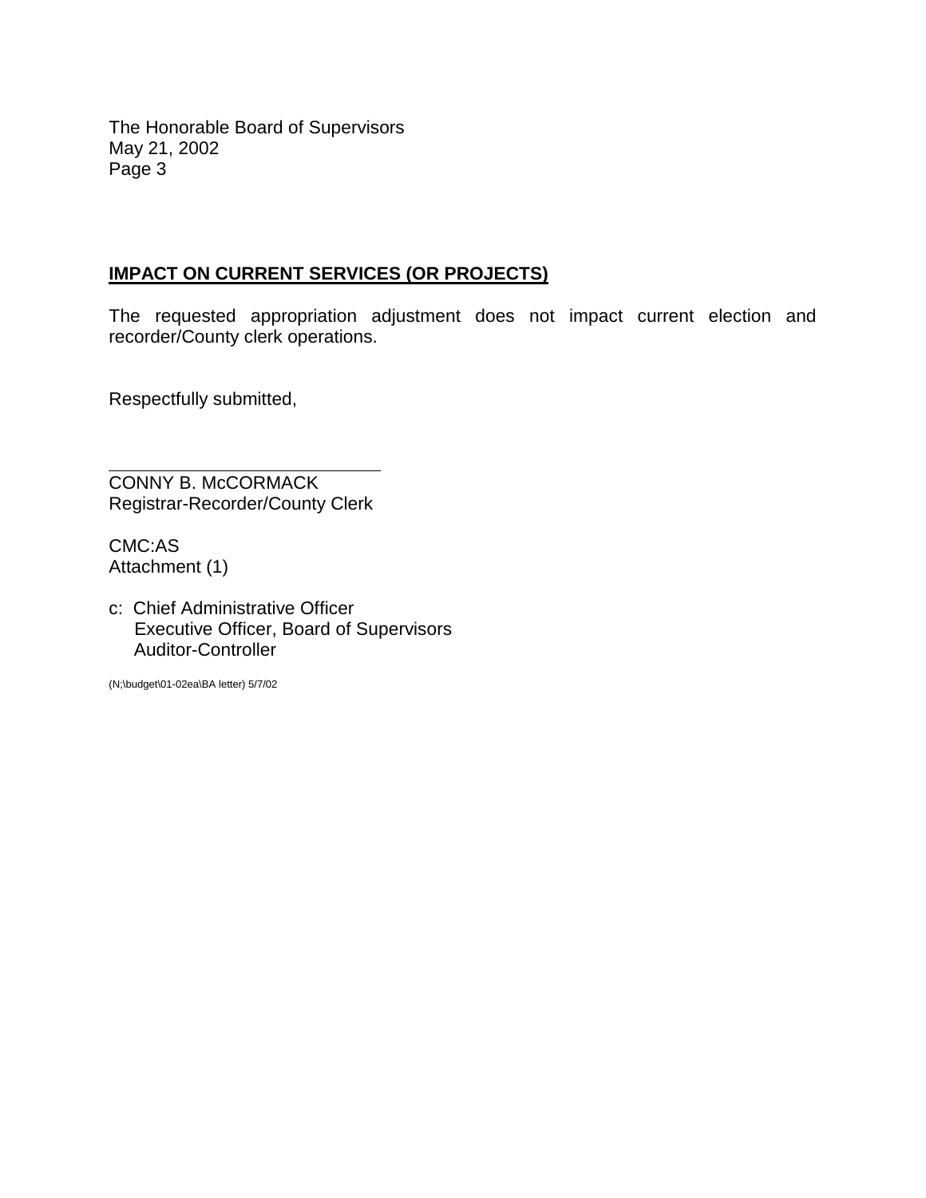The Honorable Board of Supervisors
May 21, 2002
Page 3

**IMPACT ON CURRENT SERVICES (OR PROJECTS)**

The requested appropriation adjustment does not impact current election and recorder/County clerk operations.

Respectfully submitted,

CONNY B. McCORMACK
Registrar-Recorder/County Clerk

CMC:AS
Attachment (1)

c: Chief Administrative Officer
Executive Officer, Board of Supervisors
Auditor-Controller

(N;\budget\01-02ea\BA letter) 5/7/02